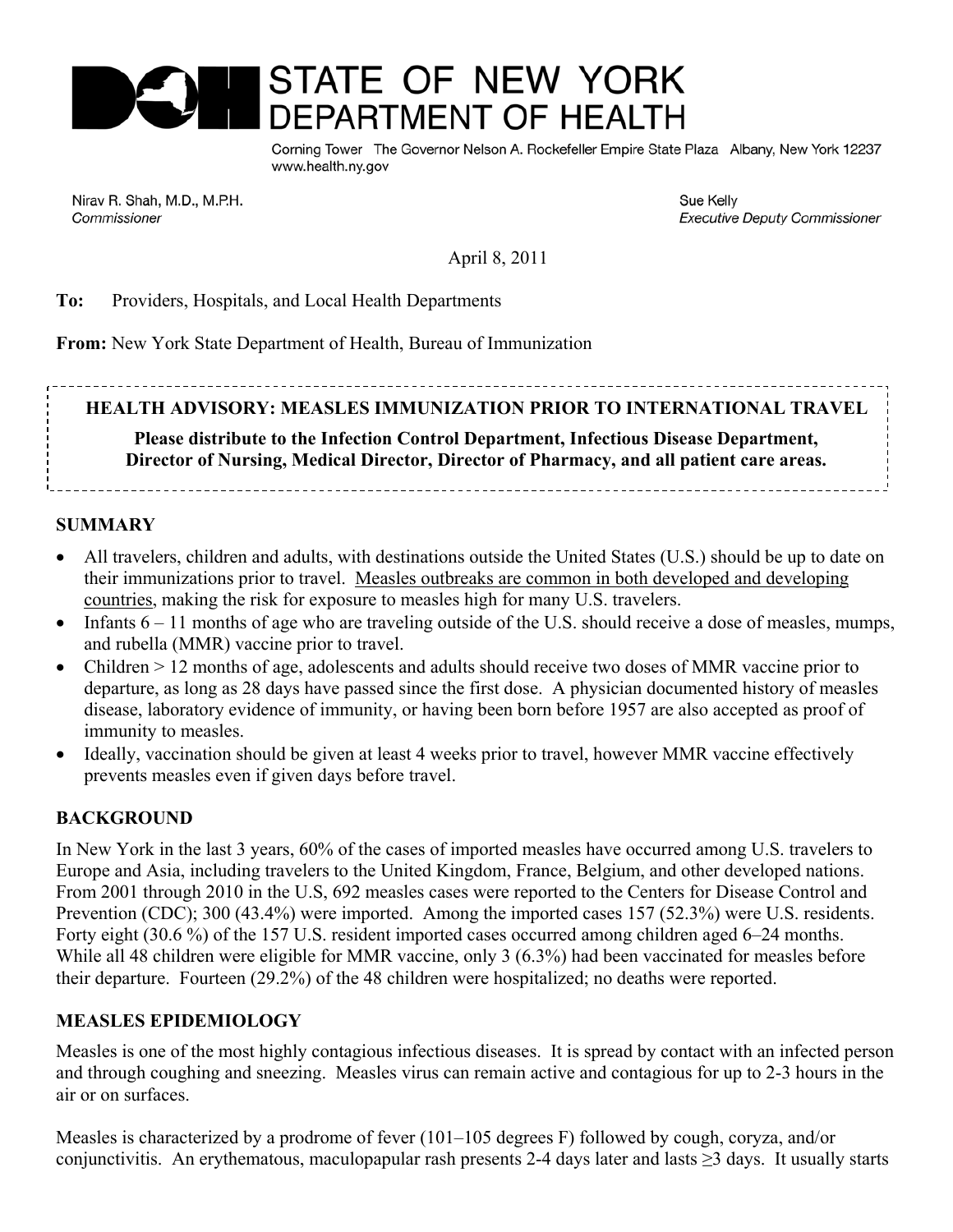# STATE OF NEW YORK
# DEPARTMENT OF HEALTH

Corning Tower The Governor Nelson A. Rockefeller Empire State Plaza Albany, New York 12237
www.health.ny.gov

Nirav R. Shah, M.D., M.P.H.
*Commissioner*

Sue Kelly
*Executive Deputy Commissioner*

April 8, 2011

**To:** Providers, Hospitals, and Local Health Departments

**From:** New York State Department of Health, Bureau of Immunization

**HEALTH ADVISORY: MEASLES IMMUNIZATION PRIOR TO INTERNATIONAL TRAVEL**

**Please distribute to the Infection Control Department, Infectious Disease Department, Director of Nursing, Medical Director, Director of Pharmacy, and all patient care areas.**

## SUMMARY

- All travelers, children and adults, with destinations outside the United States (U.S.) should be up to date on their immunizations prior to travel. Measles outbreaks are common in both developed and developing countries, making the risk for exposure to measles high for many U.S. travelers.
- Infants 6 – 11 months of age who are traveling outside of the U.S. should receive a dose of measles, mumps, and rubella (MMR) vaccine prior to travel.
- Children > 12 months of age, adolescents and adults should receive two doses of MMR vaccine prior to departure, as long as 28 days have passed since the first dose. A physician documented history of measles disease, laboratory evidence of immunity, or having been born before 1957 are also accepted as proof of immunity to measles.
- Ideally, vaccination should be given at least 4 weeks prior to travel, however MMR vaccine effectively prevents measles even if given days before travel.

## BACKGROUND

In New York in the last 3 years, 60% of the cases of imported measles have occurred among U.S. travelers to Europe and Asia, including travelers to the United Kingdom, France, Belgium, and other developed nations. From 2001 through 2010 in the U.S, 692 measles cases were reported to the Centers for Disease Control and Prevention (CDC); 300 (43.4%) were imported. Among the imported cases 157 (52.3%) were U.S. residents. Forty eight (30.6 %) of the 157 U.S. resident imported cases occurred among children aged 6–24 months. While all 48 children were eligible for MMR vaccine, only 3 (6.3%) had been vaccinated for measles before their departure. Fourteen (29.2%) of the 48 children were hospitalized; no deaths were reported.

## MEASLES EPIDEMIOLOGY

Measles is one of the most highly contagious infectious diseases. It is spread by contact with an infected person and through coughing and sneezing. Measles virus can remain active and contagious for up to 2-3 hours in the air or on surfaces.

Measles is characterized by a prodrome of fever (101–105 degrees F) followed by cough, coryza, and/or conjunctivitis. An erythematous, maculopapular rash presents 2-4 days later and lasts ≥3 days. It usually starts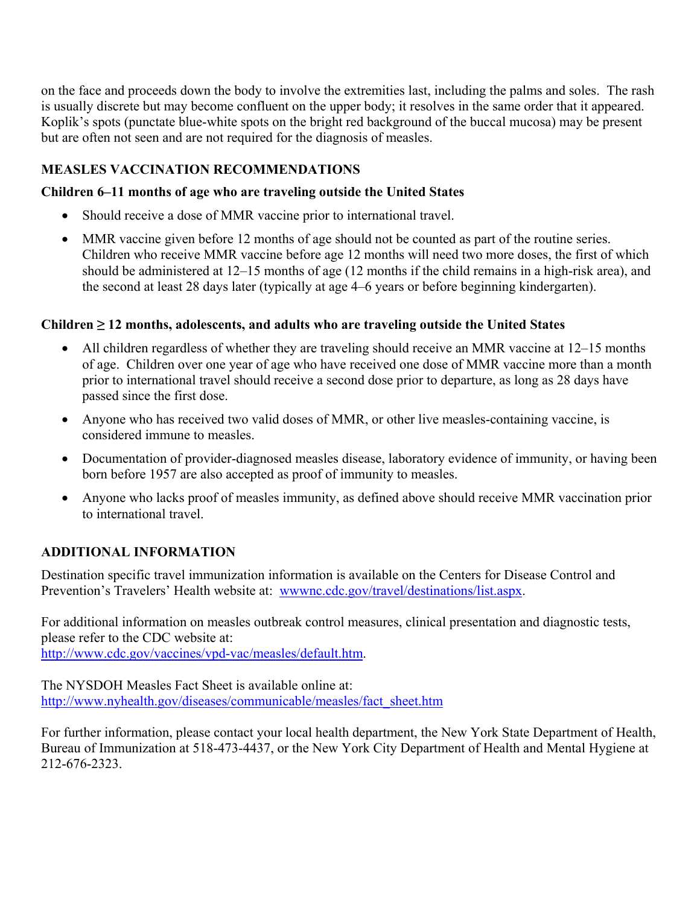on the face and proceeds down the body to involve the extremities last, including the palms and soles. The rash is usually discrete but may become confluent on the upper body; it resolves in the same order that it appeared. Koplik's spots (punctate blue-white spots on the bright red background of the buccal mucosa) may be present but are often not seen and are not required for the diagnosis of measles.

## MEASLES VACCINATION RECOMMENDATIONS

### Children 6–11 months of age who are traveling outside the United States

- Should receive a dose of MMR vaccine prior to international travel.
- MMR vaccine given before 12 months of age should not be counted as part of the routine series. Children who receive MMR vaccine before age 12 months will need two more doses, the first of which should be administered at 12–15 months of age (12 months if the child remains in a high-risk area), and the second at least 28 days later (typically at age 4–6 years or before beginning kindergarten).

### Children ≥ 12 months, adolescents, and adults who are traveling outside the United States

- All children regardless of whether they are traveling should receive an MMR vaccine at 12–15 months of age. Children over one year of age who have received one dose of MMR vaccine more than a month prior to international travel should receive a second dose prior to departure, as long as 28 days have passed since the first dose.
- Anyone who has received two valid doses of MMR, or other live measles-containing vaccine, is considered immune to measles.
- Documentation of provider-diagnosed measles disease, laboratory evidence of immunity, or having been born before 1957 are also accepted as proof of immunity to measles.
- Anyone who lacks proof of measles immunity, as defined above should receive MMR vaccination prior to international travel.

## ADDITIONAL INFORMATION

Destination specific travel immunization information is available on the Centers for Disease Control and Prevention's Travelers' Health website at: wwwnc.cdc.gov/travel/destinations/list.aspx.

For additional information on measles outbreak control measures, clinical presentation and diagnostic tests, please refer to the CDC website at:
http://www.cdc.gov/vaccines/vpd-vac/measles/default.htm.

The NYSDOH Measles Fact Sheet is available online at:
http://www.nyhealth.gov/diseases/communicable/measles/fact_sheet.htm

For further information, please contact your local health department, the New York State Department of Health, Bureau of Immunization at 518-473-4437, or the New York City Department of Health and Mental Hygiene at 212-676-2323.